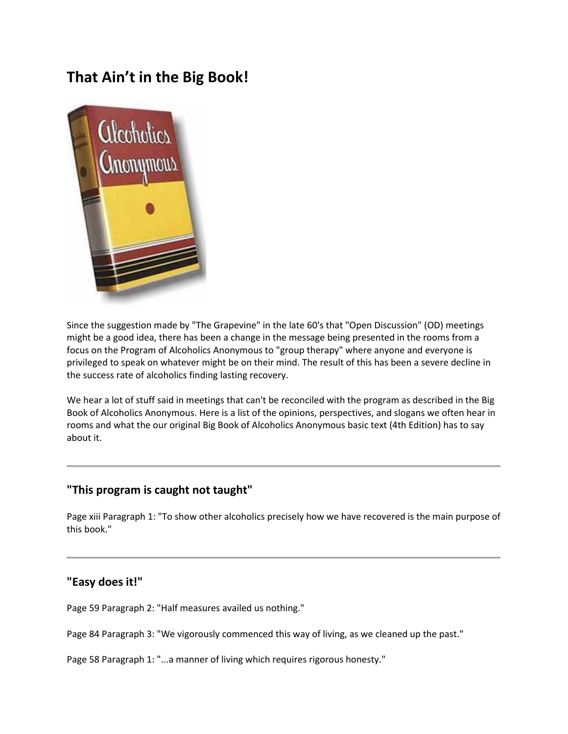# That Ain't in the Big Book!

Since the suggestion made by "The Grapevine" in the late 60's that "Open Discussion" (OD) meetings might be a good idea, there has been a change in the message being presented in the rooms from a focus on the Program of Alcoholics Anonymous to "group therapy" where anyone and everyone is privileged to speak on whatever might be on their mind. The result of this has been a severe decline in the success rate of alcoholics finding lasting recovery.

We hear a lot of stuff said in meetings that can't be reconciled with the program as described in the Big Book of Alcoholics Anonymous. Here is a list of the opinions, perspectives, and slogans we often hear in rooms and what the our original Big Book of Alcoholics Anonymous basic text (4th Edition) has to say about it.

---

## "This program is caught not taught"

Page xiii Paragraph 1: "To show other alcoholics precisely how we have recovered is the main purpose of this book."

---

## "Easy does it!"

Page 59 Paragraph 2: "Half measures availed us nothing."

Page 84 Paragraph 3: "We vigorously commenced this way of living, as we cleaned up the past."

Page 58 Paragraph 1: "...a manner of living which requires rigorous honesty."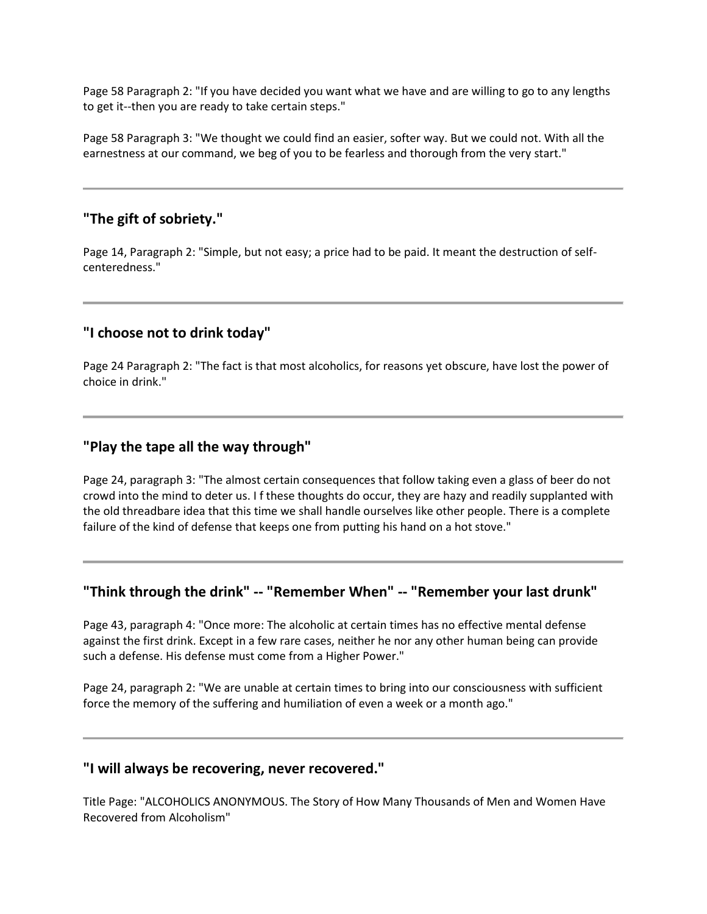Page 58 Paragraph 2: "If you have decided you want what we have and are willing to go to any lengths to get it--then you are ready to take certain steps."

Page 58 Paragraph 3: "We thought we could find an easier, softer way. But we could not. With all the earnestness at our command, we beg of you to be fearless and thorough from the very start."

---

### "The gift of sobriety."

Page 14, Paragraph 2: "Simple, but not easy; a price had to be paid. It meant the destruction of self-centeredness."

---

### "I choose not to drink today"

Page 24 Paragraph 2: "The fact is that most alcoholics, for reasons yet obscure, have lost the power of choice in drink."

---

### "Play the tape all the way through"

Page 24, paragraph 3: "The almost certain consequences that follow taking even a glass of beer do not crowd into the mind to deter us. I f these thoughts do occur, they are hazy and readily supplanted with the old threadbare idea that this time we shall handle ourselves like other people. There is a complete failure of the kind of defense that keeps one from putting his hand on a hot stove."

---

### "Think through the drink" -- "Remember When" -- "Remember your last drunk"

Page 43, paragraph 4: "Once more: The alcoholic at certain times has no effective mental defense against the first drink. Except in a few rare cases, neither he nor any other human being can provide such a defense. His defense must come from a Higher Power."

Page 24, paragraph 2: "We are unable at certain times to bring into our consciousness with sufficient force the memory of the suffering and humiliation of even a week or a month ago."

---

### "I will always be recovering, never recovered."

Title Page: "ALCOHOLICS ANONYMOUS. The Story of How Many Thousands of Men and Women Have Recovered from Alcoholism"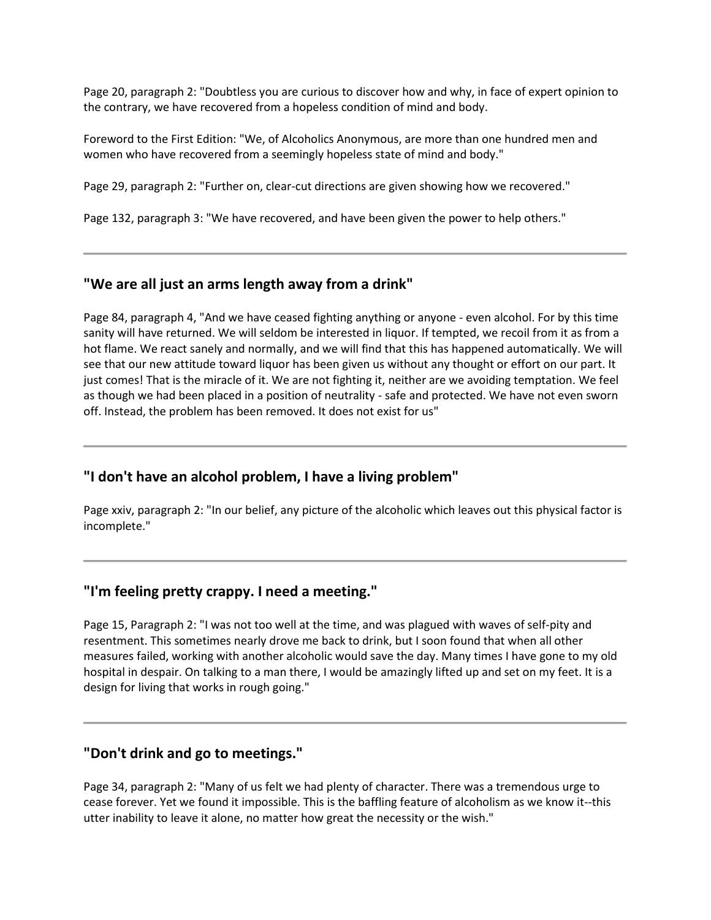Page 20, paragraph 2: "Doubtless you are curious to discover how and why, in face of expert opinion to the contrary, we have recovered from a hopeless condition of mind and body.

Foreword to the First Edition: "We, of Alcoholics Anonymous, are more than one hundred men and women who have recovered from a seemingly hopeless state of mind and body."

Page 29, paragraph 2: "Further on, clear-cut directions are given showing how we recovered."

Page 132, paragraph 3: "We have recovered, and have been given the power to help others."

---

### "We are all just an arms length away from a drink"

Page 84, paragraph 4, "And we have ceased fighting anything or anyone - even alcohol. For by this time sanity will have returned. We will seldom be interested in liquor. If tempted, we recoil from it as from a hot flame. We react sanely and normally, and we will find that this has happened automatically. We will see that our new attitude toward liquor has been given us without any thought or effort on our part. It just comes! That is the miracle of it. We are not fighting it, neither are we avoiding temptation. We feel as though we had been placed in a position of neutrality - safe and protected. We have not even sworn off. Instead, the problem has been removed. It does not exist for us"

---

### "I don't have an alcohol problem, I have a living problem"

Page xxiv, paragraph 2: "In our belief, any picture of the alcoholic which leaves out this physical factor is incomplete."

---

### "I'm feeling pretty crappy. I need a meeting."

Page 15, Paragraph 2: "I was not too well at the time, and was plagued with waves of self-pity and resentment. This sometimes nearly drove me back to drink, but I soon found that when all other measures failed, working with another alcoholic would save the day. Many times I have gone to my old hospital in despair. On talking to a man there, I would be amazingly lifted up and set on my feet. It is a design for living that works in rough going."

---

### "Don't drink and go to meetings."

Page 34, paragraph 2: "Many of us felt we had plenty of character. There was a tremendous urge to cease forever. Yet we found it impossible. This is the baffling feature of alcoholism as we know it--this utter inability to leave it alone, no matter how great the necessity or the wish."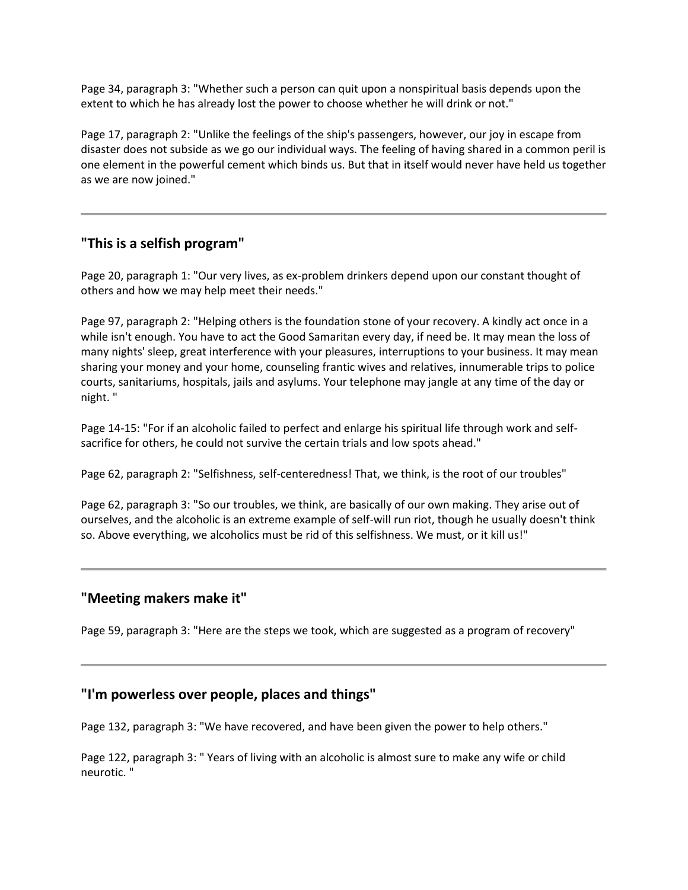Page 34, paragraph 3: "Whether such a person can quit upon a nonspiritual basis depends upon the extent to which he has already lost the power to choose whether he will drink or not."

Page 17, paragraph 2: "Unlike the feelings of the ship's passengers, however, our joy in escape from disaster does not subside as we go our individual ways. The feeling of having shared in a common peril is one element in the powerful cement which binds us. But that in itself would never have held us together as we are now joined."

---

## "This is a selfish program"

Page 20, paragraph 1: "Our very lives, as ex-problem drinkers depend upon our constant thought of others and how we may help meet their needs."

Page 97, paragraph 2: "Helping others is the foundation stone of your recovery. A kindly act once in a while isn't enough. You have to act the Good Samaritan every day, if need be. It may mean the loss of many nights' sleep, great interference with your pleasures, interruptions to your business. It may mean sharing your money and your home, counseling frantic wives and relatives, innumerable trips to police courts, sanitariums, hospitals, jails and asylums. Your telephone may jangle at any time of the day or night. "

Page 14-15: "For if an alcoholic failed to perfect and enlarge his spiritual life through work and self-sacrifice for others, he could not survive the certain trials and low spots ahead."

Page 62, paragraph 2: "Selfishness, self-centeredness! That, we think, is the root of our troubles"

Page 62, paragraph 3: "So our troubles, we think, are basically of our own making. They arise out of ourselves, and the alcoholic is an extreme example of self-will run riot, though he usually doesn't think so. Above everything, we alcoholics must be rid of this selfishness. We must, or it kill us!"

---

## "Meeting makers make it"

Page 59, paragraph 3: "Here are the steps we took, which are suggested as a program of recovery"

---

## "I'm powerless over people, places and things"

Page 132, paragraph 3: "We have recovered, and have been given the power to help others."

Page 122, paragraph 3: " Years of living with an alcoholic is almost sure to make any wife or child neurotic. "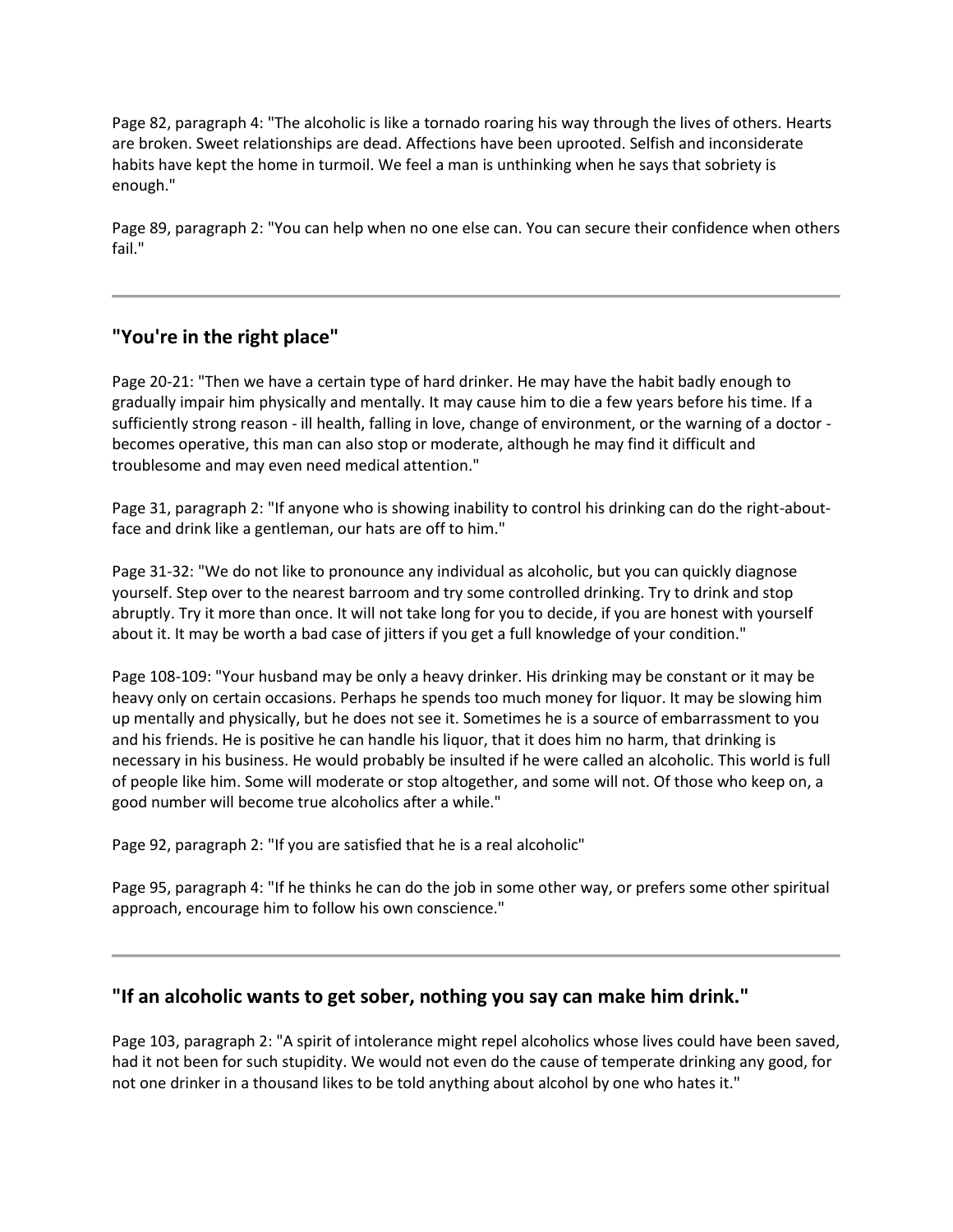Page 82, paragraph 4: "The alcoholic is like a tornado roaring his way through the lives of others. Hearts are broken. Sweet relationships are dead. Affections have been uprooted. Selfish and inconsiderate habits have kept the home in turmoil. We feel a man is unthinking when he says that sobriety is enough."

Page 89, paragraph 2: "You can help when no one else can. You can secure their confidence when others fail."

---

## "You're in the right place"

Page 20-21: "Then we have a certain type of hard drinker. He may have the habit badly enough to gradually impair him physically and mentally. It may cause him to die a few years before his time. If a sufficiently strong reason - ill health, falling in love, change of environment, or the warning of a doctor - becomes operative, this man can also stop or moderate, although he may find it difficult and troublesome and may even need medical attention."

Page 31, paragraph 2: "If anyone who is showing inability to control his drinking can do the right-about-face and drink like a gentleman, our hats are off to him."

Page 31-32: "We do not like to pronounce any individual as alcoholic, but you can quickly diagnose yourself. Step over to the nearest barroom and try some controlled drinking. Try to drink and stop abruptly. Try it more than once. It will not take long for you to decide, if you are honest with yourself about it. It may be worth a bad case of jitters if you get a full knowledge of your condition."

Page 108-109: "Your husband may be only a heavy drinker. His drinking may be constant or it may be heavy only on certain occasions. Perhaps he spends too much money for liquor. It may be slowing him up mentally and physically, but he does not see it. Sometimes he is a source of embarrassment to you and his friends. He is positive he can handle his liquor, that it does him no harm, that drinking is necessary in his business. He would probably be insulted if he were called an alcoholic. This world is full of people like him. Some will moderate or stop altogether, and some will not. Of those who keep on, a good number will become true alcoholics after a while."

Page 92, paragraph 2: "If you are satisfied that he is a real alcoholic"

Page 95, paragraph 4: "If he thinks he can do the job in some other way, or prefers some other spiritual approach, encourage him to follow his own conscience."

---

## "If an alcoholic wants to get sober, nothing you say can make him drink."

Page 103, paragraph 2: "A spirit of intolerance might repel alcoholics whose lives could have been saved, had it not been for such stupidity. We would not even do the cause of temperate drinking any good, for not one drinker in a thousand likes to be told anything about alcohol by one who hates it."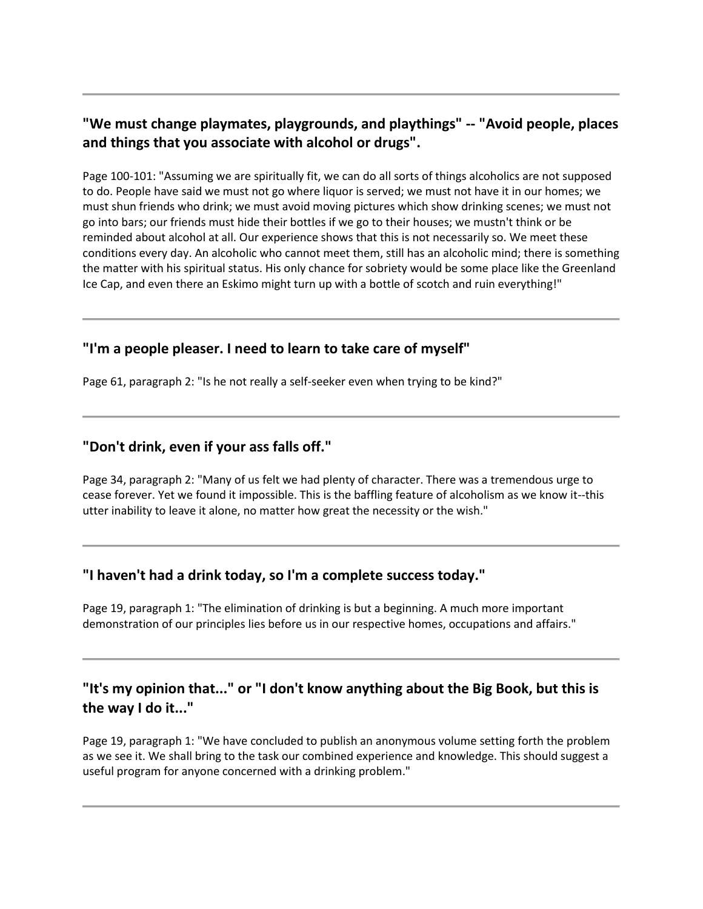---

### "We must change playmates, playgrounds, and playthings" -- "Avoid people, places and things that you associate with alcohol or drugs".

Page 100-101: "Assuming we are spiritually fit, we can do all sorts of things alcoholics are not supposed to do. People have said we must not go where liquor is served; we must not have it in our homes; we must shun friends who drink; we must avoid moving pictures which show drinking scenes; we must not go into bars; our friends must hide their bottles if we go to their houses; we mustn't think or be reminded about alcohol at all. Our experience shows that this is not necessarily so. We meet these conditions every day. An alcoholic who cannot meet them, still has an alcoholic mind; there is something the matter with his spiritual status. His only chance for sobriety would be some place like the Greenland Ice Cap, and even there an Eskimo might turn up with a bottle of scotch and ruin everything!"

---

### "I'm a people pleaser. I need to learn to take care of myself"

Page 61, paragraph 2: "Is he not really a self-seeker even when trying to be kind?"

---

### "Don't drink, even if your ass falls off."

Page 34, paragraph 2: "Many of us felt we had plenty of character. There was a tremendous urge to cease forever. Yet we found it impossible. This is the baffling feature of alcoholism as we know it--this utter inability to leave it alone, no matter how great the necessity or the wish."

---

### "I haven't had a drink today, so I'm a complete success today."

Page 19, paragraph 1: "The elimination of drinking is but a beginning. A much more important demonstration of our principles lies before us in our respective homes, occupations and affairs."

---

### "It's my opinion that..." or "I don't know anything about the Big Book, but this is the way I do it..."

Page 19, paragraph 1: "We have concluded to publish an anonymous volume setting forth the problem as we see it. We shall bring to the task our combined experience and knowledge. This should suggest a useful program for anyone concerned with a drinking problem."

---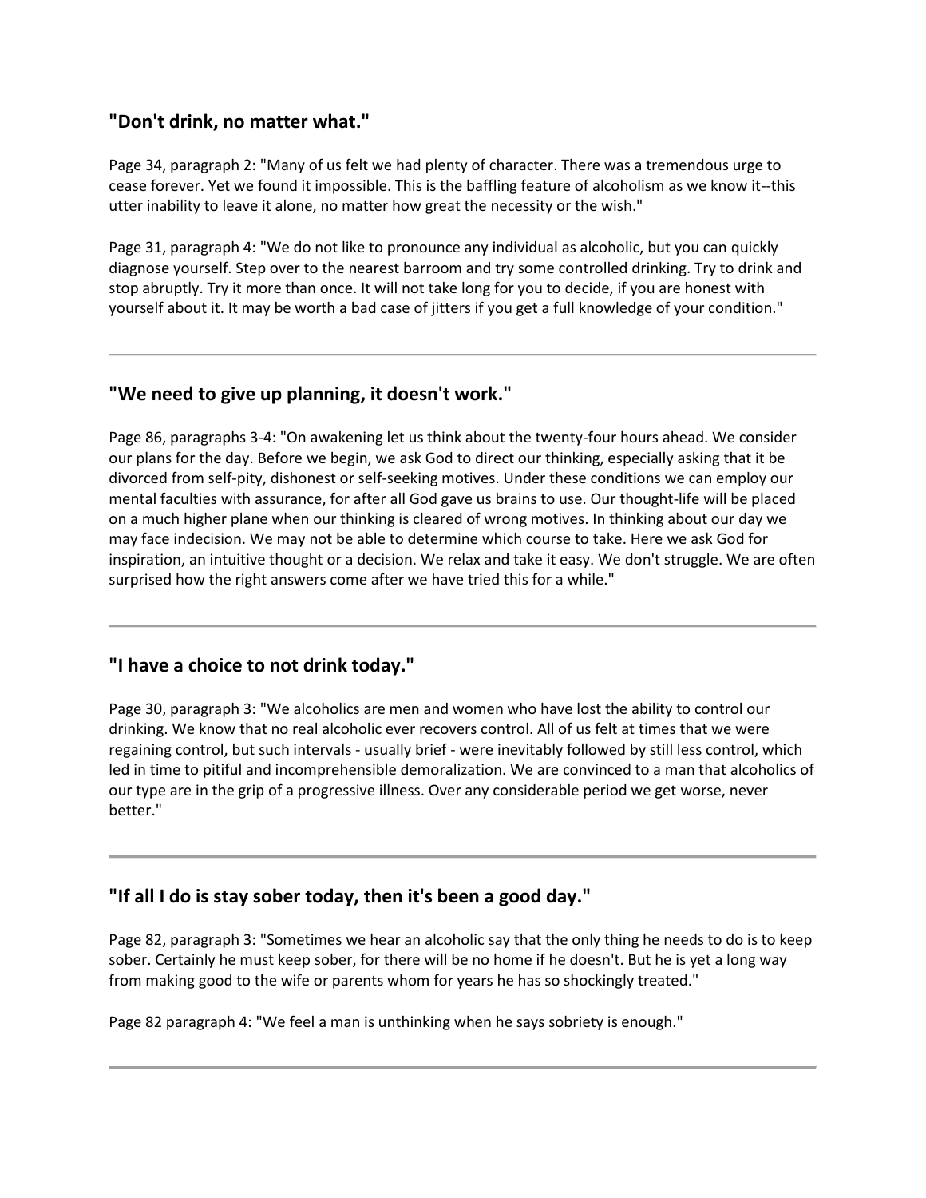## "Don't drink, no matter what."

Page 34, paragraph 2: "Many of us felt we had plenty of character. There was a tremendous urge to cease forever. Yet we found it impossible. This is the baffling feature of alcoholism as we know it--this utter inability to leave it alone, no matter how great the necessity or the wish."

Page 31, paragraph 4: "We do not like to pronounce any individual as alcoholic, but you can quickly diagnose yourself. Step over to the nearest barroom and try some controlled drinking. Try to drink and stop abruptly. Try it more than once. It will not take long for you to decide, if you are honest with yourself about it. It may be worth a bad case of jitters if you get a full knowledge of your condition."

---

## "We need to give up planning, it doesn't work."

Page 86, paragraphs 3-4: "On awakening let us think about the twenty-four hours ahead. We consider our plans for the day. Before we begin, we ask God to direct our thinking, especially asking that it be divorced from self-pity, dishonest or self-seeking motives. Under these conditions we can employ our mental faculties with assurance, for after all God gave us brains to use. Our thought-life will be placed on a much higher plane when our thinking is cleared of wrong motives. In thinking about our day we may face indecision. We may not be able to determine which course to take. Here we ask God for inspiration, an intuitive thought or a decision. We relax and take it easy. We don't struggle. We are often surprised how the right answers come after we have tried this for a while."

---

## "I have a choice to not drink today."

Page 30, paragraph 3: "We alcoholics are men and women who have lost the ability to control our drinking. We know that no real alcoholic ever recovers control. All of us felt at times that we were regaining control, but such intervals - usually brief - were inevitably followed by still less control, which led in time to pitiful and incomprehensible demoralization. We are convinced to a man that alcoholics of our type are in the grip of a progressive illness. Over any considerable period we get worse, never better."

---

## "If all I do is stay sober today, then it's been a good day."

Page 82, paragraph 3: "Sometimes we hear an alcoholic say that the only thing he needs to do is to keep sober. Certainly he must keep sober, for there will be no home if he doesn't. But he is yet a long way from making good to the wife or parents whom for years he has so shockingly treated."

Page 82 paragraph 4: "We feel a man is unthinking when he says sobriety is enough."

---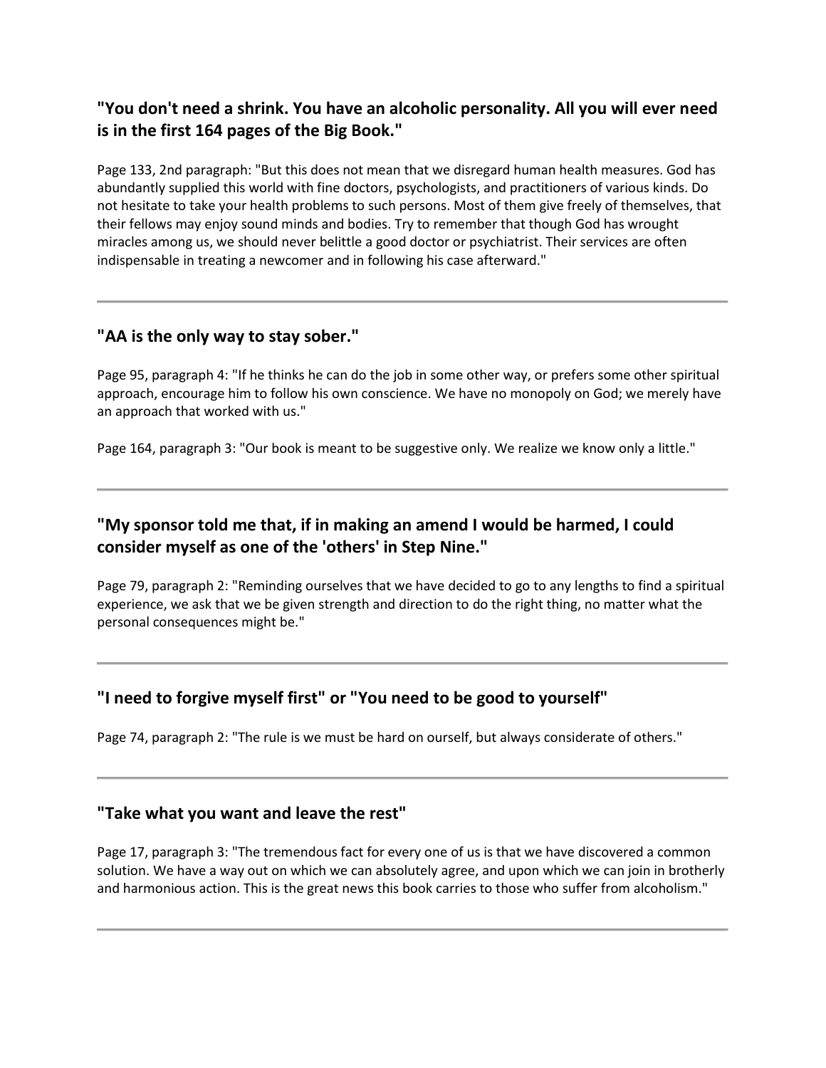### "You don't need a shrink. You have an alcoholic personality. All you will ever need is in the first 164 pages of the Big Book."

Page 133, 2nd paragraph: "But this does not mean that we disregard human health measures. God has abundantly supplied this world with fine doctors, psychologists, and practitioners of various kinds. Do not hesitate to take your health problems to such persons. Most of them give freely of themselves, that their fellows may enjoy sound minds and bodies. Try to remember that though God has wrought miracles among us, we should never belittle a good doctor or psychiatrist. Their services are often indispensable in treating a newcomer and in following his case afterward."

---

### "AA is the only way to stay sober."

Page 95, paragraph 4: "If he thinks he can do the job in some other way, or prefers some other spiritual approach, encourage him to follow his own conscience. We have no monopoly on God; we merely have an approach that worked with us."

Page 164, paragraph 3: "Our book is meant to be suggestive only. We realize we know only a little."

---

### "My sponsor told me that, if in making an amend I would be harmed, I could consider myself as one of the 'others' in Step Nine."

Page 79, paragraph 2: "Reminding ourselves that we have decided to go to any lengths to find a spiritual experience, we ask that we be given strength and direction to do the right thing, no matter what the personal consequences might be."

---

### "I need to forgive myself first" or "You need to be good to yourself"

Page 74, paragraph 2: "The rule is we must be hard on ourself, but always considerate of others."

---

### "Take what you want and leave the rest"

Page 17, paragraph 3: "The tremendous fact for every one of us is that we have discovered a common solution. We have a way out on which we can absolutely agree, and upon which we can join in brotherly and harmonious action. This is the great news this book carries to those who suffer from alcoholism."

---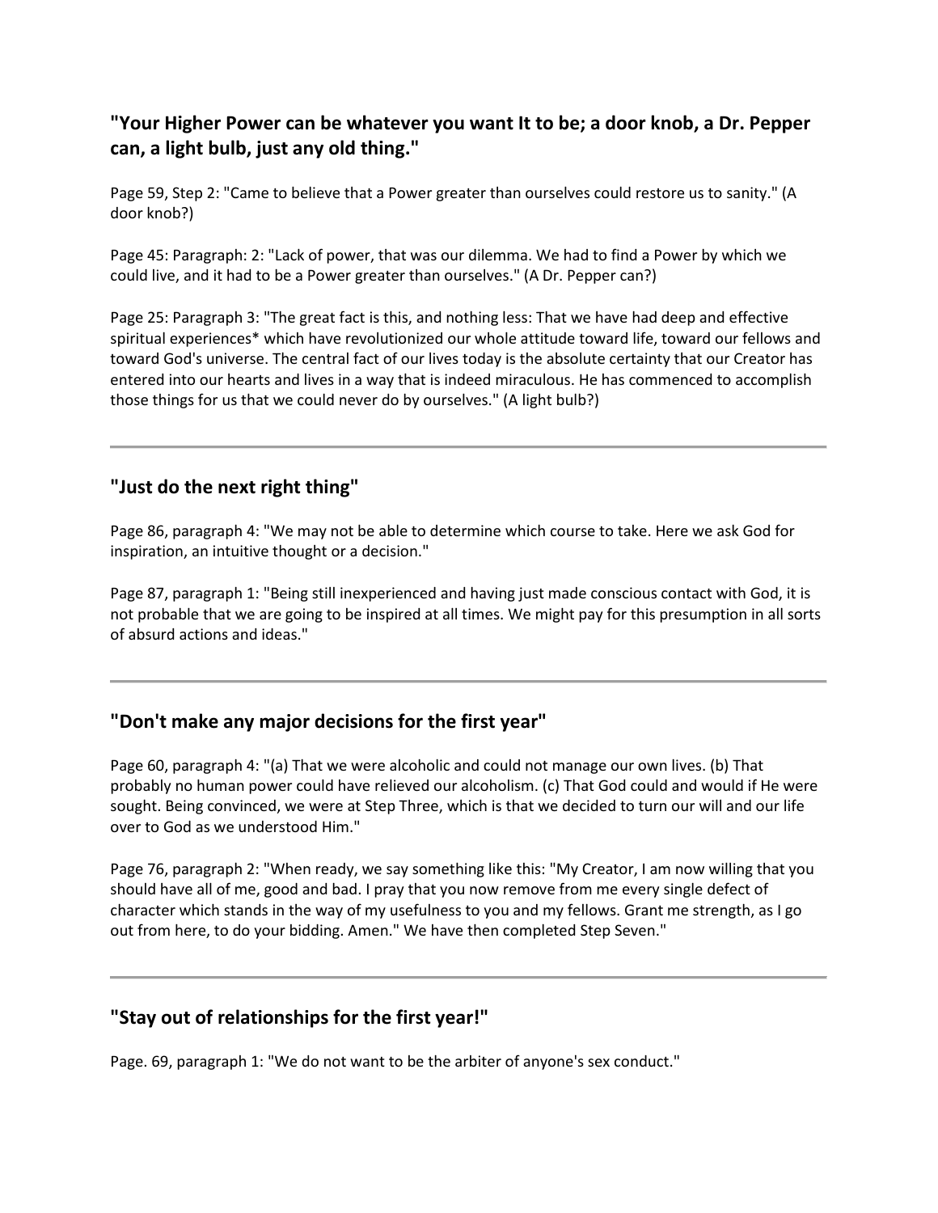## "Your Higher Power can be whatever you want It to be; a door knob, a Dr. Pepper can, a light bulb, just any old thing."

Page 59, Step 2: "Came to believe that a Power greater than ourselves could restore us to sanity." (A door knob?)

Page 45: Paragraph: 2: "Lack of power, that was our dilemma. We had to find a Power by which we could live, and it had to be a Power greater than ourselves." (A Dr. Pepper can?)

Page 25: Paragraph 3: "The great fact is this, and nothing less: That we have had deep and effective spiritual experiences* which have revolutionized our whole attitude toward life, toward our fellows and toward God's universe. The central fact of our lives today is the absolute certainty that our Creator has entered into our hearts and lives in a way that is indeed miraculous. He has commenced to accomplish those things for us that we could never do by ourselves." (A light bulb?)

---

## "Just do the next right thing"

Page 86, paragraph 4: "We may not be able to determine which course to take. Here we ask God for inspiration, an intuitive thought or a decision."

Page 87, paragraph 1: "Being still inexperienced and having just made conscious contact with God, it is not probable that we are going to be inspired at all times. We might pay for this presumption in all sorts of absurd actions and ideas."

---

## "Don't make any major decisions for the first year"

Page 60, paragraph 4: "(a) That we were alcoholic and could not manage our own lives. (b) That probably no human power could have relieved our alcoholism. (c) That God could and would if He were sought. Being convinced, we were at Step Three, which is that we decided to turn our will and our life over to God as we understood Him."

Page 76, paragraph 2: "When ready, we say something like this: "My Creator, I am now willing that you should have all of me, good and bad. I pray that you now remove from me every single defect of character which stands in the way of my usefulness to you and my fellows. Grant me strength, as I go out from here, to do your bidding. Amen." We have then completed Step Seven."

---

## "Stay out of relationships for the first year!"

Page. 69, paragraph 1: "We do not want to be the arbiter of anyone's sex conduct."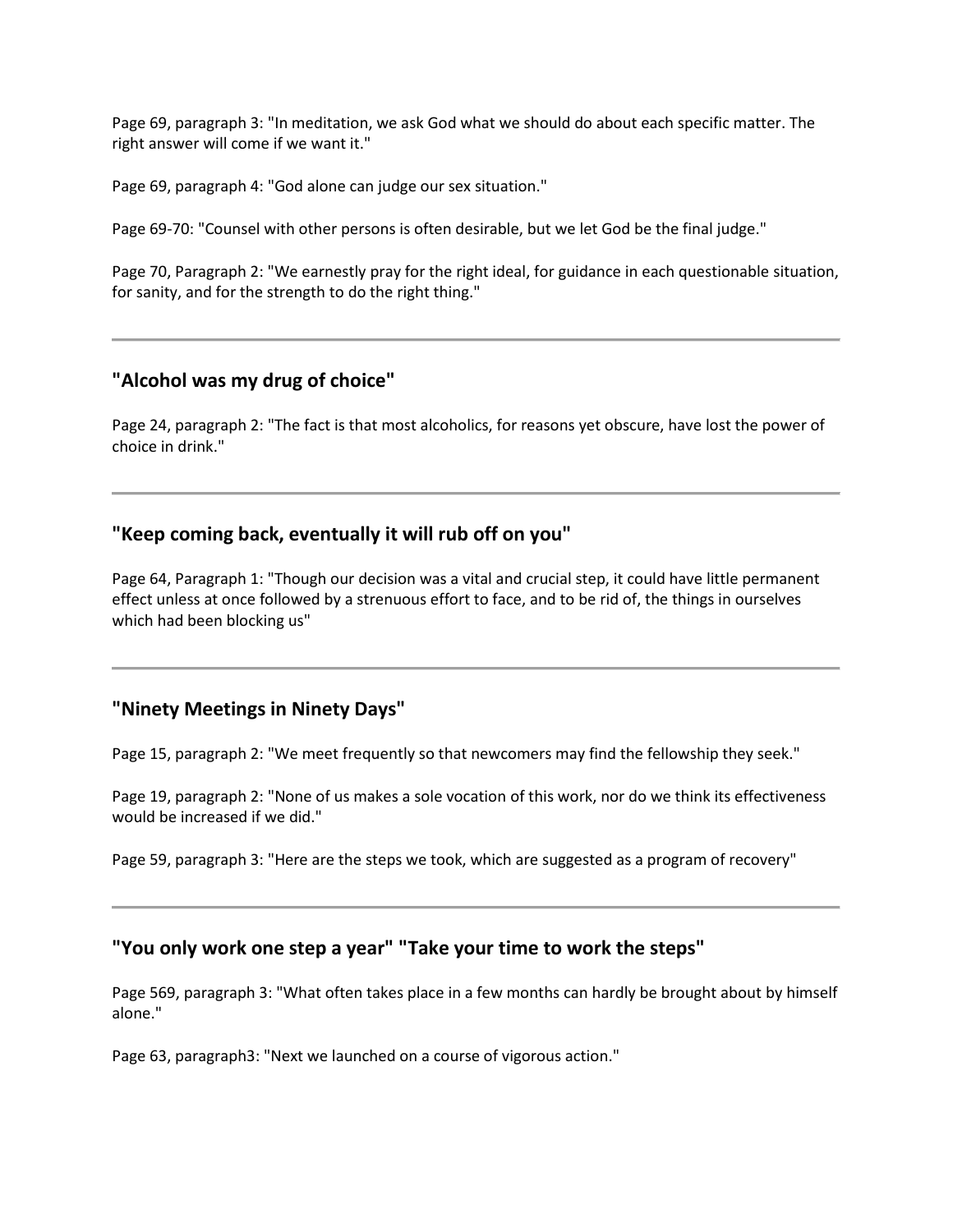Page 69, paragraph 3: "In meditation, we ask God what we should do about each specific matter. The right answer will come if we want it."

Page 69, paragraph 4: "God alone can judge our sex situation."

Page 69-70: "Counsel with other persons is often desirable, but we let God be the final judge."

Page 70, Paragraph 2: "We earnestly pray for the right ideal, for guidance in each questionable situation, for sanity, and for the strength to do the right thing."

---

## "Alcohol was my drug of choice"

Page 24, paragraph 2: "The fact is that most alcoholics, for reasons yet obscure, have lost the power of choice in drink."

---

## "Keep coming back, eventually it will rub off on you"

Page 64, Paragraph 1: "Though our decision was a vital and crucial step, it could have little permanent effect unless at once followed by a strenuous effort to face, and to be rid of, the things in ourselves which had been blocking us"

---

## "Ninety Meetings in Ninety Days"

Page 15, paragraph 2: "We meet frequently so that newcomers may find the fellowship they seek."

Page 19, paragraph 2: "None of us makes a sole vocation of this work, nor do we think its effectiveness would be increased if we did."

Page 59, paragraph 3: "Here are the steps we took, which are suggested as a program of recovery"

---

## "You only work one step a year" "Take your time to work the steps"

Page 569, paragraph 3: "What often takes place in a few months can hardly be brought about by himself alone."

Page 63, paragraph3: "Next we launched on a course of vigorous action."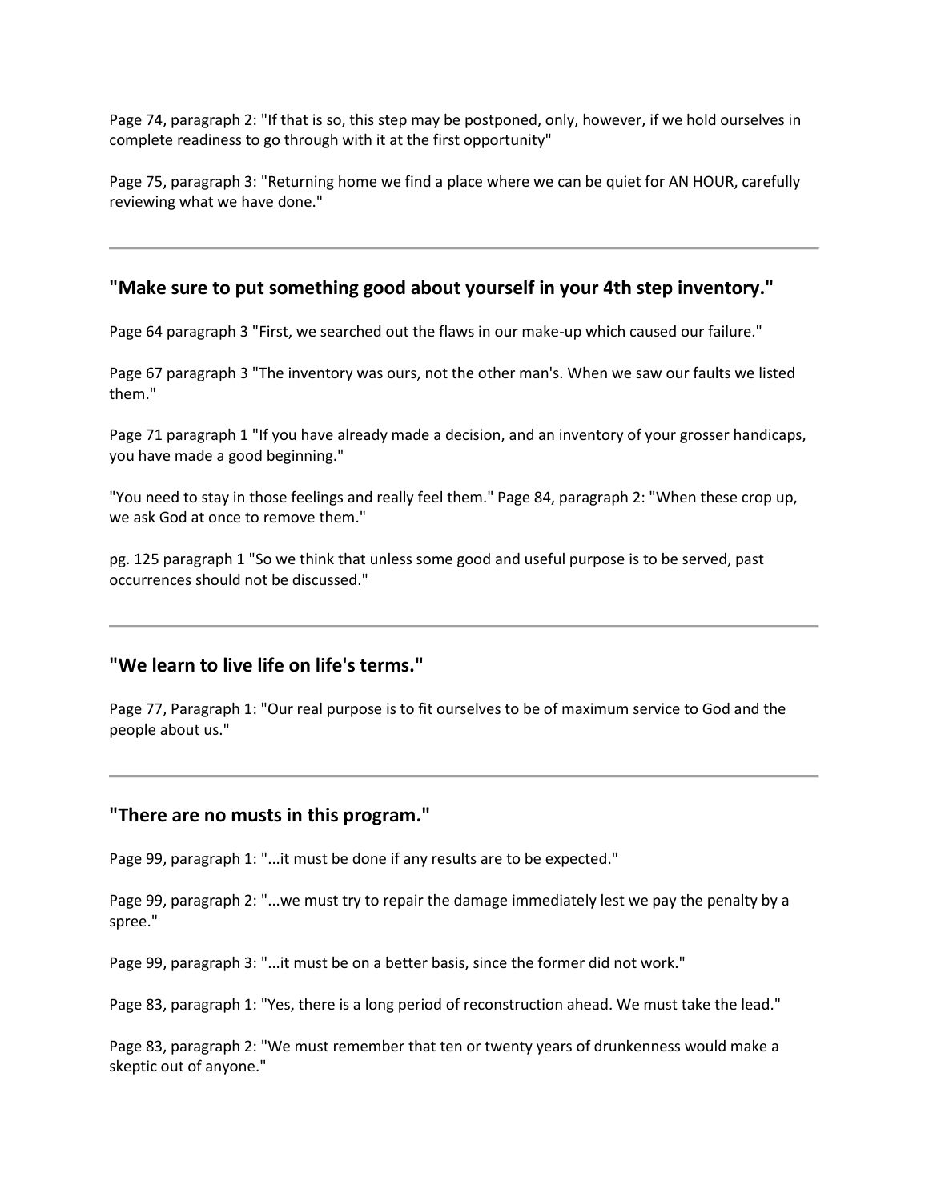Page 74, paragraph 2: "If that is so, this step may be postponed, only, however, if we hold ourselves in complete readiness to go through with it at the first opportunity"

Page 75, paragraph 3: "Returning home we find a place where we can be quiet for AN HOUR, carefully reviewing what we have done."

---

### "Make sure to put something good about yourself in your 4th step inventory."

Page 64 paragraph 3 "First, we searched out the flaws in our make-up which caused our failure."

Page 67 paragraph 3 "The inventory was ours, not the other man's. When we saw our faults we listed them."

Page 71 paragraph 1 "If you have already made a decision, and an inventory of your grosser handicaps, you have made a good beginning."

"You need to stay in those feelings and really feel them." Page 84, paragraph 2: "When these crop up, we ask God at once to remove them."

pg. 125 paragraph 1 "So we think that unless some good and useful purpose is to be served, past occurrences should not be discussed."

---

### "We learn to live life on life's terms."

Page 77, Paragraph 1: "Our real purpose is to fit ourselves to be of maximum service to God and the people about us."

---

### "There are no musts in this program."

Page 99, paragraph 1: "...it must be done if any results are to be expected."

Page 99, paragraph 2: "...we must try to repair the damage immediately lest we pay the penalty by a spree."

Page 99, paragraph 3: "...it must be on a better basis, since the former did not work."

Page 83, paragraph 1: "Yes, there is a long period of reconstruction ahead. We must take the lead."

Page 83, paragraph 2: "We must remember that ten or twenty years of drunkenness would make a skeptic out of anyone."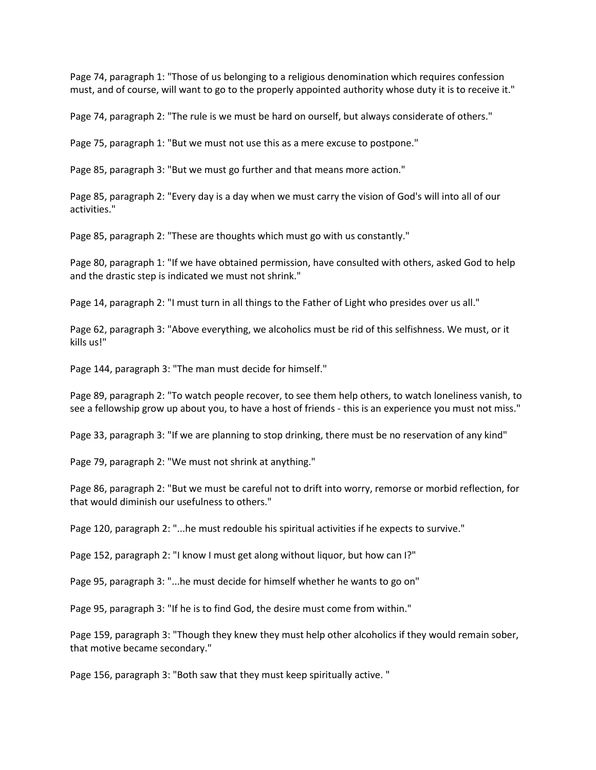Page 74, paragraph 1: "Those of us belonging to a religious denomination which requires confession must, and of course, will want to go to the properly appointed authority whose duty it is to receive it."

Page 74, paragraph 2: "The rule is we must be hard on ourself, but always considerate of others."

Page 75, paragraph 1: "But we must not use this as a mere excuse to postpone."

Page 85, paragraph 3: "But we must go further and that means more action."

Page 85, paragraph 2: "Every day is a day when we must carry the vision of God's will into all of our activities."

Page 85, paragraph 2: "These are thoughts which must go with us constantly."

Page 80, paragraph 1: "If we have obtained permission, have consulted with others, asked God to help and the drastic step is indicated we must not shrink."

Page 14, paragraph 2: "I must turn in all things to the Father of Light who presides over us all."

Page 62, paragraph 3: "Above everything, we alcoholics must be rid of this selfishness. We must, or it kills us!"

Page 144, paragraph 3: "The man must decide for himself."

Page 89, paragraph 2: "To watch people recover, to see them help others, to watch loneliness vanish, to see a fellowship grow up about you, to have a host of friends - this is an experience you must not miss."

Page 33, paragraph 3: "If we are planning to stop drinking, there must be no reservation of any kind"

Page 79, paragraph 2: "We must not shrink at anything."

Page 86, paragraph 2: "But we must be careful not to drift into worry, remorse or morbid reflection, for that would diminish our usefulness to others."

Page 120, paragraph 2: "...he must redouble his spiritual activities if he expects to survive."

Page 152, paragraph 2: "I know I must get along without liquor, but how can I?"

Page 95, paragraph 3: "...he must decide for himself whether he wants to go on"

Page 95, paragraph 3: "If he is to find God, the desire must come from within."

Page 159, paragraph 3: "Though they knew they must help other alcoholics if they would remain sober, that motive became secondary."

Page 156, paragraph 3: "Both saw that they must keep spiritually active. "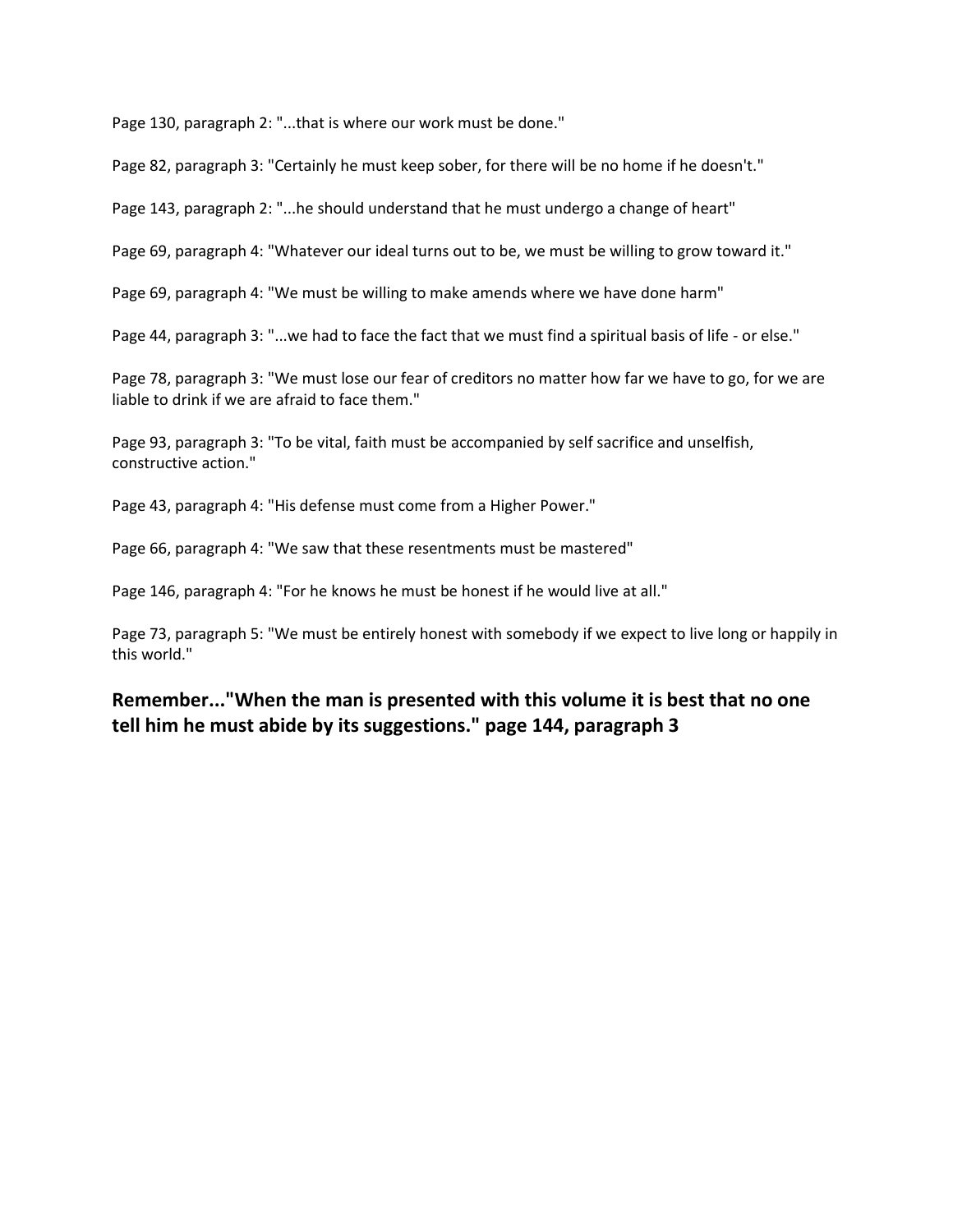Page 130, paragraph 2: "...that is where our work must be done."

Page 82, paragraph 3: "Certainly he must keep sober, for there will be no home if he doesn't."

Page 143, paragraph 2: "...he should understand that he must undergo a change of heart"

Page 69, paragraph 4: "Whatever our ideal turns out to be, we must be willing to grow toward it."

Page 69, paragraph 4: "We must be willing to make amends where we have done harm"

Page 44, paragraph 3: "...we had to face the fact that we must find a spiritual basis of life - or else."

Page 78, paragraph 3: "We must lose our fear of creditors no matter how far we have to go, for we are liable to drink if we are afraid to face them."

Page 93, paragraph 3: "To be vital, faith must be accompanied by self sacrifice and unselfish, constructive action."

Page 43, paragraph 4: "His defense must come from a Higher Power."

Page 66, paragraph 4: "We saw that these resentments must be mastered"

Page 146, paragraph 4: "For he knows he must be honest if he would live at all."

Page 73, paragraph 5: "We must be entirely honest with somebody if we expect to live long or happily in this world."

**Remember..."When the man is presented with this volume it is best that no one tell him he must abide by its suggestions." page 144, paragraph 3**